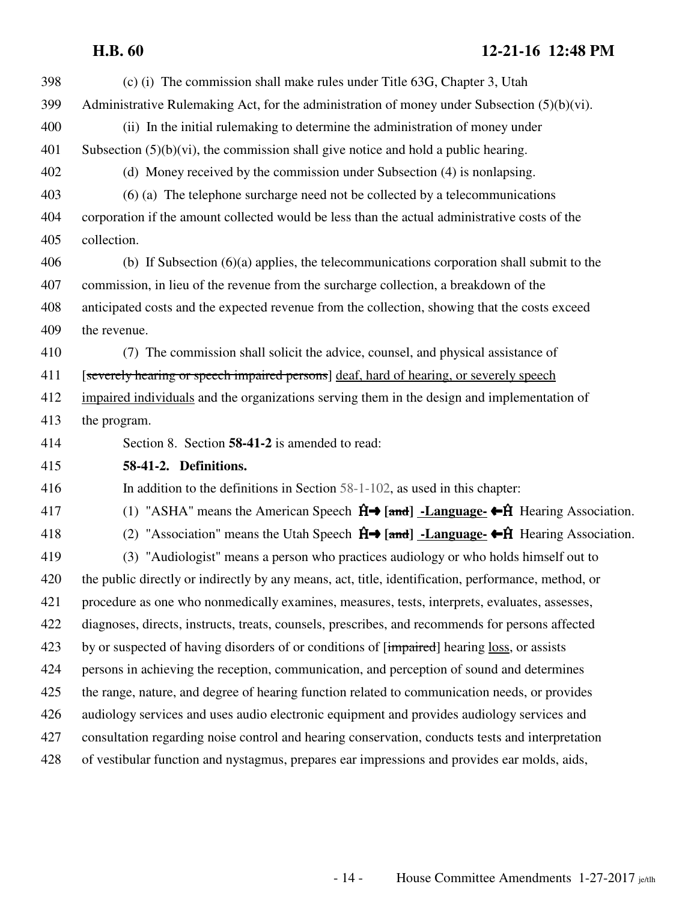(c) (i) The commission shall make rules under Title 63G, Chapter 3, Utah Administrative Rulemaking Act, for the administration of money under Subsection (5)(b)(vi).

(ii) In the initial rulemaking to determine the administration of money under Subsection (5)(b)(vi), the commission shall give notice and hold a public hearing.

(d) Money received by the commission under Subsection (4) is nonlapsing.

(6) (a) The telephone surcharge need not be collected by a telecommunications corporation if the amount collected would be less than the actual administrative costs of the collection.

(b) If Subsection (6)(a) applies, the telecommunications corporation shall submit to the commission, in lieu of the revenue from the surcharge collection, a breakdown of the anticipated costs and the expected revenue from the collection, showing that the costs exceed the revenue.

(7) The commission shall solicit the advice, counsel, and physical assistance of [~~severely hearing or speech impaired persons~~] <u>deaf, hard of hearing, or severely speech impaired individuals</u> and the organizations serving them in the design and implementation of the program.

Section 8. Section **58-41-2** is amended to read:

**58-41-2. Definitions.**

In addition to the definitions in Section 58-1-102, as used in this chapter:

(1) "ASHA" means the American Speech **Ĥ→ [~~and~~] <u>-Language-</u> ←Ĥ** Hearing Association.

(2) "Association" means the Utah Speech **Ĥ→ [~~and~~] <u>-Language-</u> ←Ĥ** Hearing Association.

(3) "Audiologist" means a person who practices audiology or who holds himself out to the public directly or indirectly by any means, act, title, identification, performance, method, or procedure as one who nonmedically examines, measures, tests, interprets, evaluates, assesses, diagnoses, directs, instructs, treats, counsels, prescribes, and recommends for persons affected by or suspected of having disorders of or conditions of [~~impaired~~] hearing <u>loss</u>, or assists persons in achieving the reception, communication, and perception of sound and determines the range, nature, and degree of hearing function related to communication needs, or provides audiology services and uses audio electronic equipment and provides audiology services and consultation regarding noise control and hearing conservation, conducts tests and interpretation of vestibular function and nystagmus, prepares ear impressions and provides ear molds, aids,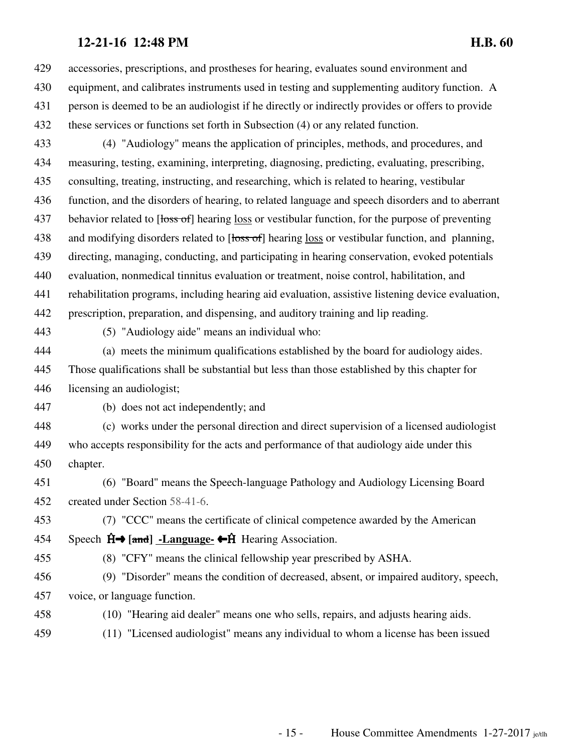accessories, prescriptions, and prostheses for hearing, evaluates sound environment and equipment, and calibrates instruments used in testing and supplementing auditory function. A person is deemed to be an audiologist if he directly or indirectly provides or offers to provide these services or functions set forth in Subsection (4) or any related function.

(4) "Audiology" means the application of principles, methods, and procedures, and measuring, testing, examining, interpreting, diagnosing, predicting, evaluating, prescribing, consulting, treating, instructing, and researching, which is related to hearing, vestibular function, and the disorders of hearing, to related language and speech disorders and to aberrant behavior related to [~~loss of~~] hearing <u>loss</u> or vestibular function, for the purpose of preventing and modifying disorders related to [~~loss of~~] hearing <u>loss</u> or vestibular function, and planning, directing, managing, conducting, and participating in hearing conservation, evoked potentials evaluation, nonmedical tinnitus evaluation or treatment, noise control, habilitation, and rehabilitation programs, including hearing aid evaluation, assistive listening device evaluation, prescription, preparation, and dispensing, and auditory training and lip reading.

(5) "Audiology aide" means an individual who:

(a) meets the minimum qualifications established by the board for audiology aides. Those qualifications shall be substantial but less than those established by this chapter for licensing an audiologist;

(b) does not act independently; and

(c) works under the personal direction and direct supervision of a licensed audiologist who accepts responsibility for the acts and performance of that audiology aide under this chapter.

(6) "Board" means the Speech-language Pathology and Audiology Licensing Board created under Section 58-41-6.

(7) "CCC" means the certificate of clinical competence awarded by the American Speech **Ĥ→ [~~and~~] <u>-Language-</u> ←Ĥ** Hearing Association.

(8) "CFY" means the clinical fellowship year prescribed by ASHA.

(9) "Disorder" means the condition of decreased, absent, or impaired auditory, speech, voice, or language function.

(10) "Hearing aid dealer" means one who sells, repairs, and adjusts hearing aids.

(11) "Licensed audiologist" means any individual to whom a license has been issued